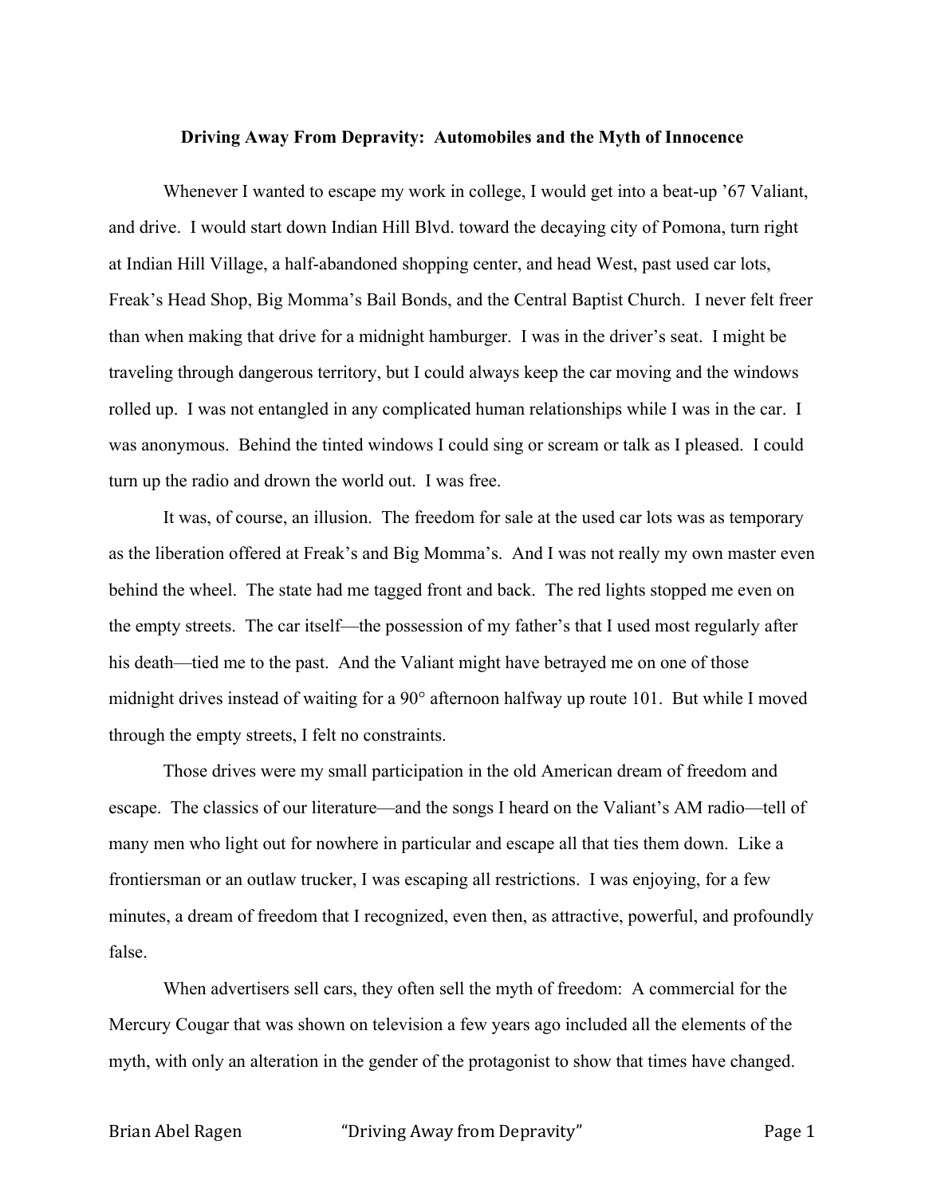**Driving Away From Depravity: Automobiles and the Myth of Innocence**

Whenever I wanted to escape my work in college, I would get into a beat-up '67 Valiant, and drive. I would start down Indian Hill Blvd. toward the decaying city of Pomona, turn right at Indian Hill Village, a half-abandoned shopping center, and head West, past used car lots, Freak's Head Shop, Big Momma's Bail Bonds, and the Central Baptist Church. I never felt freer than when making that drive for a midnight hamburger. I was in the driver's seat. I might be traveling through dangerous territory, but I could always keep the car moving and the windows rolled up. I was not entangled in any complicated human relationships while I was in the car. I was anonymous. Behind the tinted windows I could sing or scream or talk as I pleased. I could turn up the radio and drown the world out. I was free.

It was, of course, an illusion. The freedom for sale at the used car lots was as temporary as the liberation offered at Freak's and Big Momma's. And I was not really my own master even behind the wheel. The state had me tagged front and back. The red lights stopped me even on the empty streets. The car itself—the possession of my father's that I used most regularly after his death—tied me to the past. And the Valiant might have betrayed me on one of those midnight drives instead of waiting for a 90° afternoon halfway up route 101. But while I moved through the empty streets, I felt no constraints.

Those drives were my small participation in the old American dream of freedom and escape. The classics of our literature—and the songs I heard on the Valiant's AM radio—tell of many men who light out for nowhere in particular and escape all that ties them down. Like a frontiersman or an outlaw trucker, I was escaping all restrictions. I was enjoying, for a few minutes, a dream of freedom that I recognized, even then, as attractive, powerful, and profoundly false.

When advertisers sell cars, they often sell the myth of freedom: A commercial for the Mercury Cougar that was shown on television a few years ago included all the elements of the myth, with only an alteration in the gender of the protagonist to show that times have changed.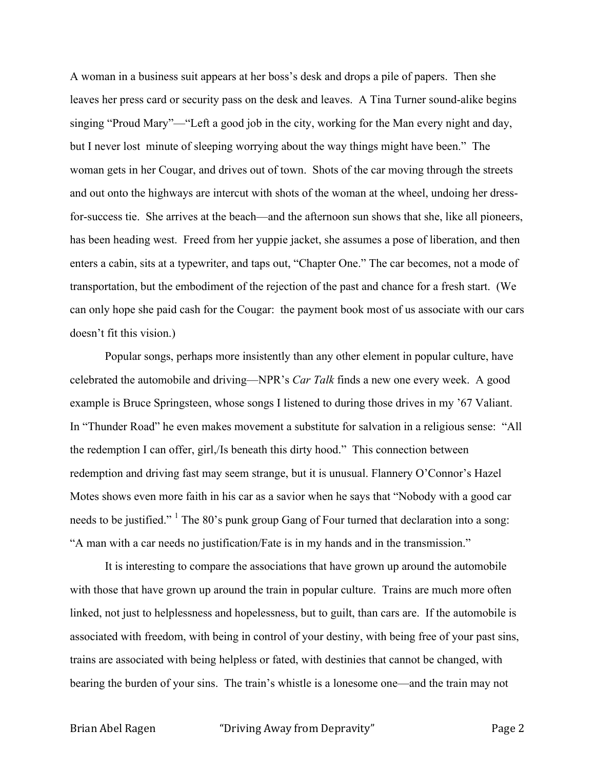A woman in a business suit appears at her boss's desk and drops a pile of papers. Then she leaves her press card or security pass on the desk and leaves. A Tina Turner sound-alike begins singing "Proud Mary"—"Left a good job in the city, working for the Man every night and day, but I never lost minute of sleeping worrying about the way things might have been." The woman gets in her Cougar, and drives out of town. Shots of the car moving through the streets and out onto the highways are intercut with shots of the woman at the wheel, undoing her dress-for-success tie. She arrives at the beach—and the afternoon sun shows that she, like all pioneers, has been heading west. Freed from her yuppie jacket, she assumes a pose of liberation, and then enters a cabin, sits at a typewriter, and taps out, "Chapter One." The car becomes, not a mode of transportation, but the embodiment of the rejection of the past and chance for a fresh start. (We can only hope she paid cash for the Cougar: the payment book most of us associate with our cars doesn't fit this vision.)

Popular songs, perhaps more insistently than any other element in popular culture, have celebrated the automobile and driving—NPR's *Car Talk* finds a new one every week. A good example is Bruce Springsteen, whose songs I listened to during those drives in my '67 Valiant. In "Thunder Road" he even makes movement a substitute for salvation in a religious sense: "All the redemption I can offer, girl,/Is beneath this dirty hood." This connection between redemption and driving fast may seem strange, but it is unusual. Flannery O'Connor's Hazel Motes shows even more faith in his car as a savior when he says that "Nobody with a good car needs to be justified." [1] The 80's punk group Gang of Four turned that declaration into a song: "A man with a car needs no justification/Fate is in my hands and in the transmission."

It is interesting to compare the associations that have grown up around the automobile with those that have grown up around the train in popular culture. Trains are much more often linked, not just to helplessness and hopelessness, but to guilt, than cars are. If the automobile is associated with freedom, with being in control of your destiny, with being free of your past sins, trains are associated with being helpless or fated, with destinies that cannot be changed, with bearing the burden of your sins. The train's whistle is a lonesome one—and the train may not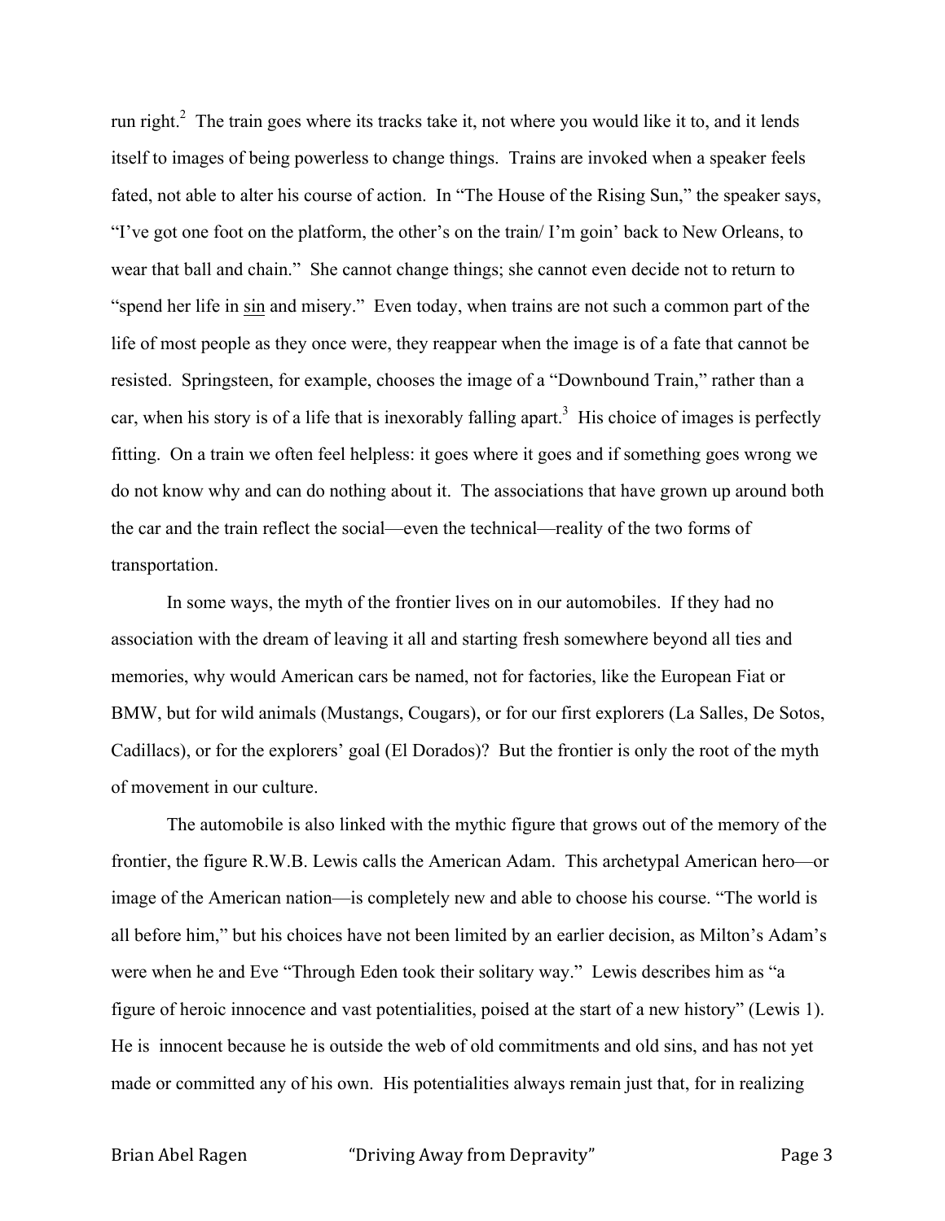run right.[2] The train goes where its tracks take it, not where you would like it to, and it lends itself to images of being powerless to change things. Trains are invoked when a speaker feels fated, not able to alter his course of action. In "The House of the Rising Sun," the speaker says, "I've got one foot on the platform, the other's on the train/ I'm goin' back to New Orleans, to wear that ball and chain." She cannot change things; she cannot even decide not to return to "spend her life in sin and misery." Even today, when trains are not such a common part of the life of most people as they once were, they reappear when the image is of a fate that cannot be resisted. Springsteen, for example, chooses the image of a "Downbound Train," rather than a car, when his story is of a life that is inexorably falling apart.[3] His choice of images is perfectly fitting. On a train we often feel helpless: it goes where it goes and if something goes wrong we do not know why and can do nothing about it. The associations that have grown up around both the car and the train reflect the social—even the technical—reality of the two forms of transportation.

In some ways, the myth of the frontier lives on in our automobiles. If they had no association with the dream of leaving it all and starting fresh somewhere beyond all ties and memories, why would American cars be named, not for factories, like the European Fiat or BMW, but for wild animals (Mustangs, Cougars), or for our first explorers (La Salles, De Sotos, Cadillacs), or for the explorers' goal (El Dorados)? But the frontier is only the root of the myth of movement in our culture.

The automobile is also linked with the mythic figure that grows out of the memory of the frontier, the figure R.W.B. Lewis calls the American Adam. This archetypal American hero—or image of the American nation—is completely new and able to choose his course. "The world is all before him," but his choices have not been limited by an earlier decision, as Milton's Adam's were when he and Eve "Through Eden took their solitary way." Lewis describes him as "a figure of heroic innocence and vast potentialities, poised at the start of a new history" (Lewis 1). He is innocent because he is outside the web of old commitments and old sins, and has not yet made or committed any of his own. His potentialities always remain just that, for in realizing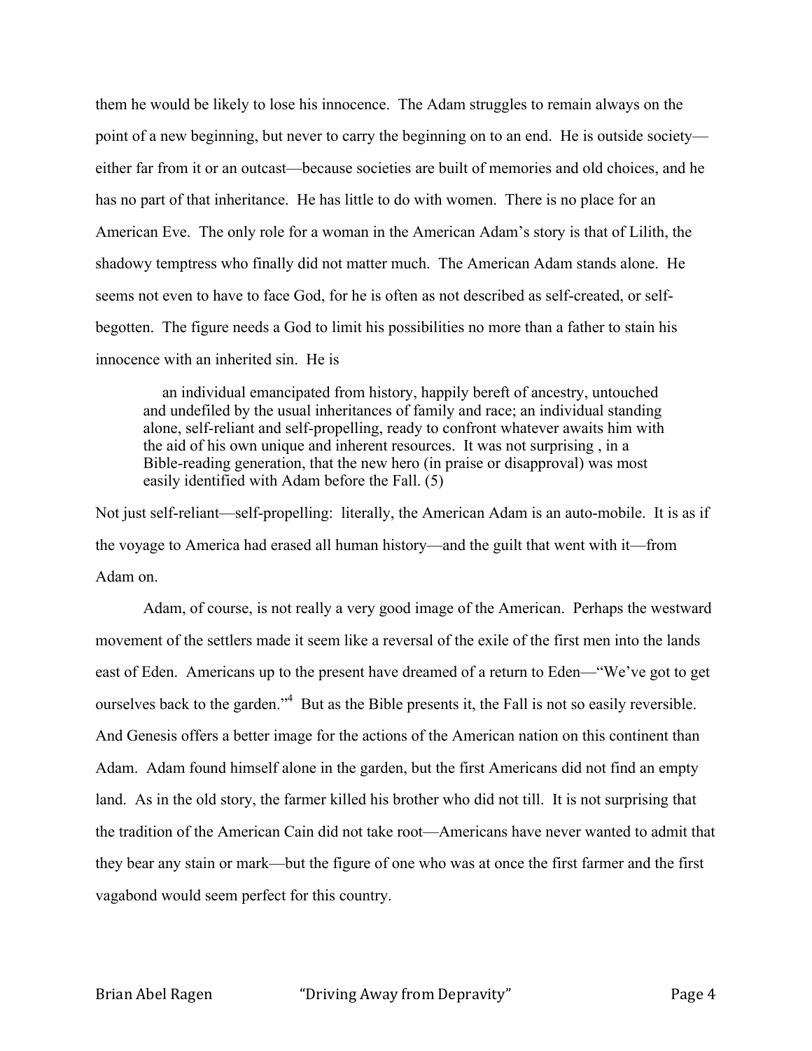them he would be likely to lose his innocence. The Adam struggles to remain always on the point of a new beginning, but never to carry the beginning on to an end. He is outside society—either far from it or an outcast—because societies are built of memories and old choices, and he has no part of that inheritance. He has little to do with women. There is no place for an American Eve. The only role for a woman in the American Adam's story is that of Lilith, the shadowy temptress who finally did not matter much. The American Adam stands alone. He seems not even to have to face God, for he is often as not described as self-created, or self-begotten. The figure needs a God to limit his possibilities no more than a father to stain his innocence with an inherited sin. He is

> an individual emancipated from history, happily bereft of ancestry, untouched and undefiled by the usual inheritances of family and race; an individual standing alone, self-reliant and self-propelling, ready to confront whatever awaits him with the aid of his own unique and inherent resources. It was not surprising , in a Bible-reading generation, that the new hero (in praise or disapproval) was most easily identified with Adam before the Fall. (5)

Not just self-reliant—self-propelling: literally, the American Adam is an auto-mobile. It is as if the voyage to America had erased all human history—and the guilt that went with it—from Adam on.

Adam, of course, is not really a very good image of the American. Perhaps the westward movement of the settlers made it seem like a reversal of the exile of the first men into the lands east of Eden. Americans up to the present have dreamed of a return to Eden—"We've got to get ourselves back to the garden."[4] But as the Bible presents it, the Fall is not so easily reversible. And Genesis offers a better image for the actions of the American nation on this continent than Adam. Adam found himself alone in the garden, but the first Americans did not find an empty land. As in the old story, the farmer killed his brother who did not till. It is not surprising that the tradition of the American Cain did not take root—Americans have never wanted to admit that they bear any stain or mark—but the figure of one who was at once the first farmer and the first vagabond would seem perfect for this country.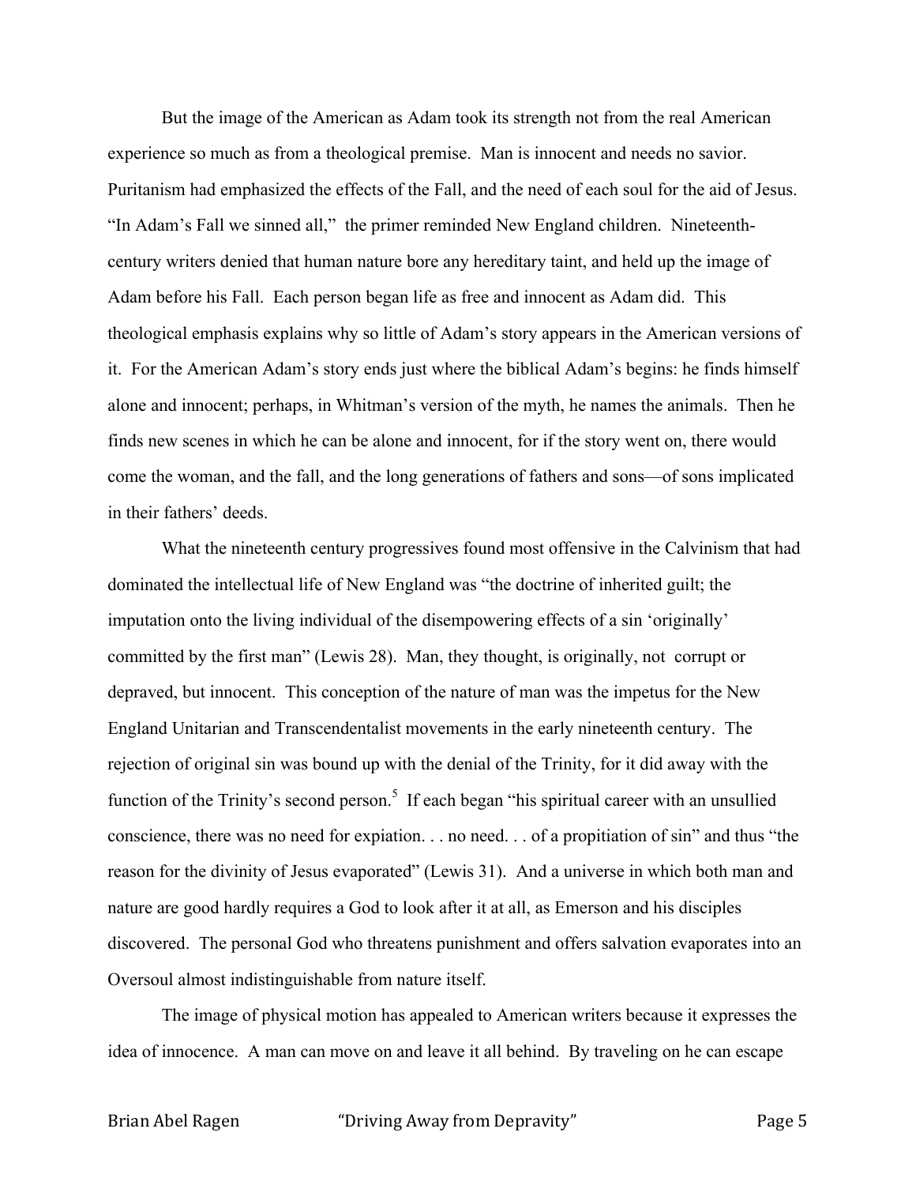But the image of the American as Adam took its strength not from the real American experience so much as from a theological premise. Man is innocent and needs no savior. Puritanism had emphasized the effects of the Fall, and the need of each soul for the aid of Jesus. "In Adam's Fall we sinned all," the primer reminded New England children. Nineteenth-century writers denied that human nature bore any hereditary taint, and held up the image of Adam before his Fall. Each person began life as free and innocent as Adam did. This theological emphasis explains why so little of Adam's story appears in the American versions of it. For the American Adam's story ends just where the biblical Adam's begins: he finds himself alone and innocent; perhaps, in Whitman's version of the myth, he names the animals. Then he finds new scenes in which he can be alone and innocent, for if the story went on, there would come the woman, and the fall, and the long generations of fathers and sons—of sons implicated in their fathers' deeds.

What the nineteenth century progressives found most offensive in the Calvinism that had dominated the intellectual life of New England was "the doctrine of inherited guilt; the imputation onto the living individual of the disempowering effects of a sin 'originally' committed by the first man" (Lewis 28). Man, they thought, is originally, not corrupt or depraved, but innocent. This conception of the nature of man was the impetus for the New England Unitarian and Transcendentalist movements in the early nineteenth century. The rejection of original sin was bound up with the denial of the Trinity, for it did away with the function of the Trinity's second person.[5] If each began "his spiritual career with an unsullied conscience, there was no need for expiation. . . no need. . . of a propitiation of sin" and thus "the reason for the divinity of Jesus evaporated" (Lewis 31). And a universe in which both man and nature are good hardly requires a God to look after it at all, as Emerson and his disciples discovered. The personal God who threatens punishment and offers salvation evaporates into an Oversoul almost indistinguishable from nature itself.

The image of physical motion has appealed to American writers because it expresses the idea of innocence. A man can move on and leave it all behind. By traveling on he can escape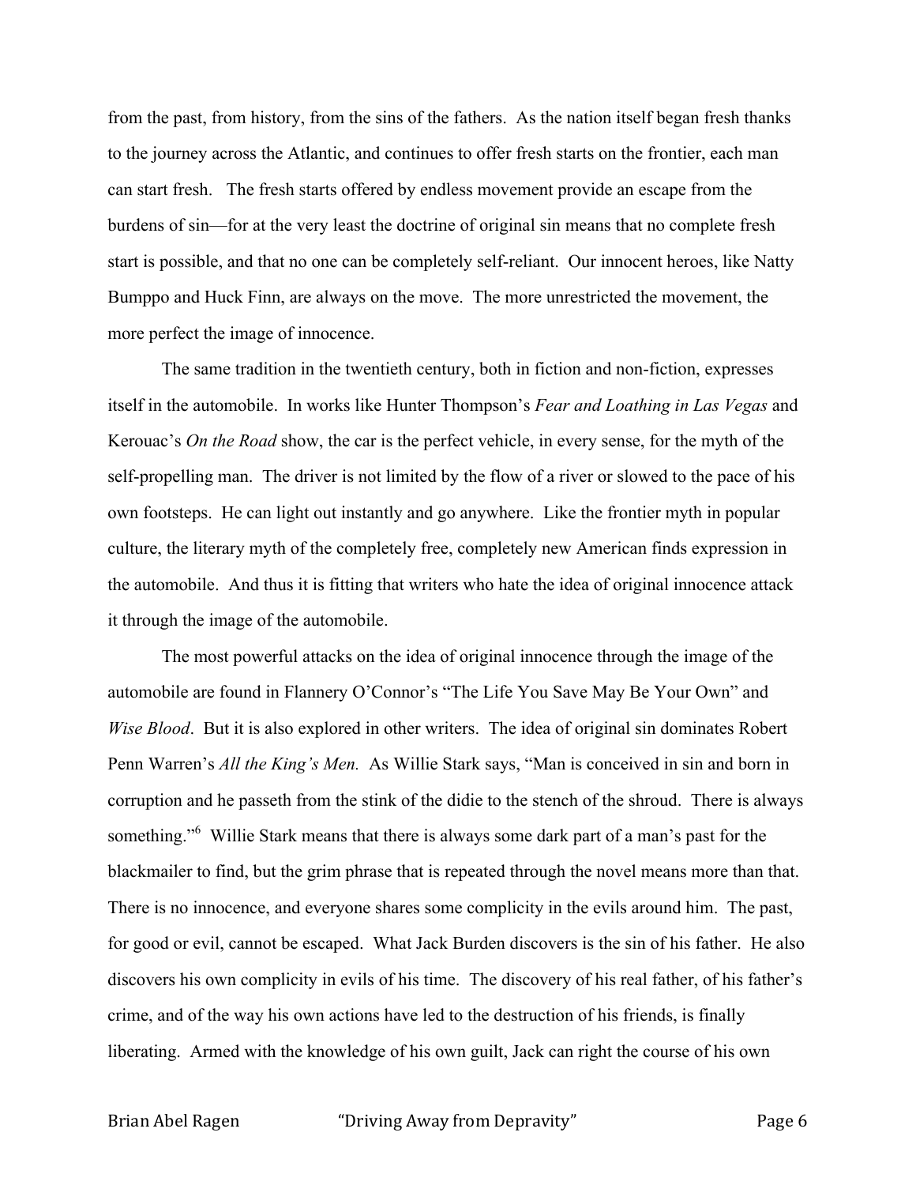from the past, from history, from the sins of the fathers. As the nation itself began fresh thanks to the journey across the Atlantic, and continues to offer fresh starts on the frontier, each man can start fresh. The fresh starts offered by endless movement provide an escape from the burdens of sin—for at the very least the doctrine of original sin means that no complete fresh start is possible, and that no one can be completely self-reliant. Our innocent heroes, like Natty Bumppo and Huck Finn, are always on the move. The more unrestricted the movement, the more perfect the image of innocence.

The same tradition in the twentieth century, both in fiction and non-fiction, expresses itself in the automobile. In works like Hunter Thompson's *Fear and Loathing in Las Vegas* and Kerouac's *On the Road* show, the car is the perfect vehicle, in every sense, for the myth of the self-propelling man. The driver is not limited by the flow of a river or slowed to the pace of his own footsteps. He can light out instantly and go anywhere. Like the frontier myth in popular culture, the literary myth of the completely free, completely new American finds expression in the automobile. And thus it is fitting that writers who hate the idea of original innocence attack it through the image of the automobile.

The most powerful attacks on the idea of original innocence through the image of the automobile are found in Flannery O'Connor's "The Life You Save May Be Your Own" and *Wise Blood*. But it is also explored in other writers. The idea of original sin dominates Robert Penn Warren's *All the King's Men.* As Willie Stark says, "Man is conceived in sin and born in corruption and he passeth from the stink of the didie to the stench of the shroud. There is always something."[6] Willie Stark means that there is always some dark part of a man's past for the blackmailer to find, but the grim phrase that is repeated through the novel means more than that. There is no innocence, and everyone shares some complicity in the evils around him. The past, for good or evil, cannot be escaped. What Jack Burden discovers is the sin of his father. He also discovers his own complicity in evils of his time. The discovery of his real father, of his father's crime, and of the way his own actions have led to the destruction of his friends, is finally liberating. Armed with the knowledge of his own guilt, Jack can right the course of his own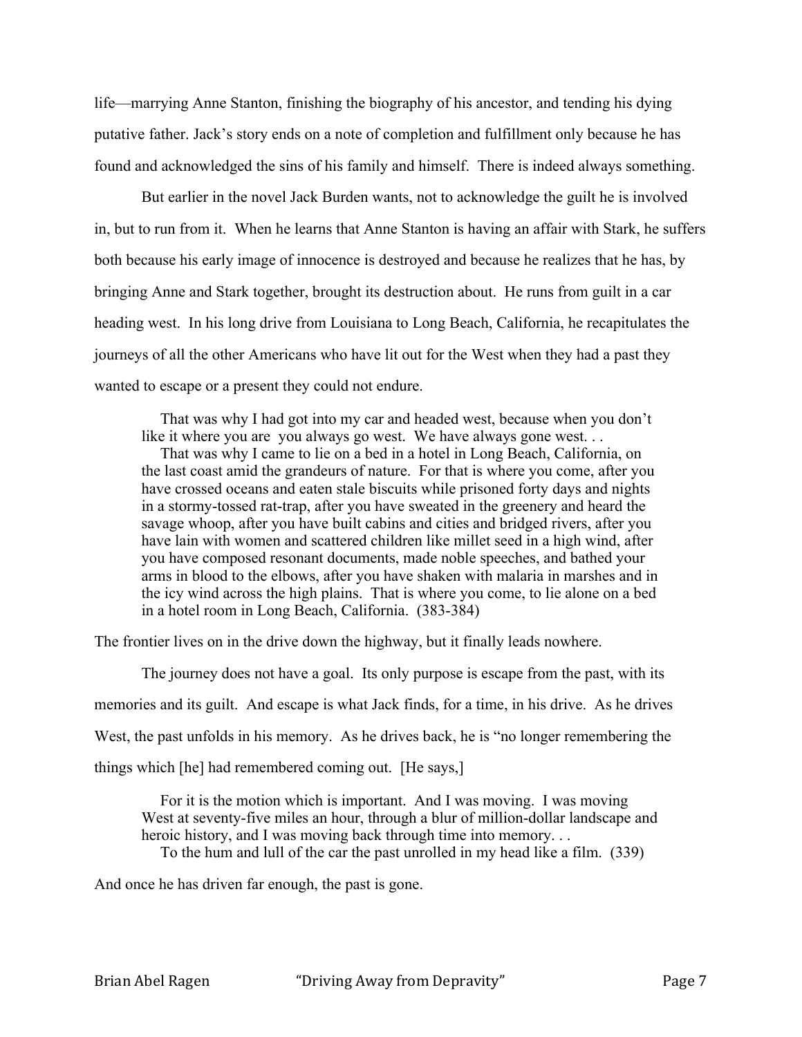life—marrying Anne Stanton, finishing the biography of his ancestor, and tending his dying putative father. Jack's story ends on a note of completion and fulfillment only because he has found and acknowledged the sins of his family and himself. There is indeed always something.

But earlier in the novel Jack Burden wants, not to acknowledge the guilt he is involved in, but to run from it. When he learns that Anne Stanton is having an affair with Stark, he suffers both because his early image of innocence is destroyed and because he realizes that he has, by bringing Anne and Stark together, brought its destruction about. He runs from guilt in a car heading west. In his long drive from Louisiana to Long Beach, California, he recapitulates the journeys of all the other Americans who have lit out for the West when they had a past they wanted to escape or a present they could not endure.

> That was why I had got into my car and headed west, because when you don't like it where you are you always go west. We have always gone west. . .
>
> That was why I came to lie on a bed in a hotel in Long Beach, California, on the last coast amid the grandeurs of nature. For that is where you come, after you have crossed oceans and eaten stale biscuits while prisoned forty days and nights in a stormy-tossed rat-trap, after you have sweated in the greenery and heard the savage whoop, after you have built cabins and cities and bridged rivers, after you have lain with women and scattered children like millet seed in a high wind, after you have composed resonant documents, made noble speeches, and bathed your arms in blood to the elbows, after you have shaken with malaria in marshes and in the icy wind across the high plains. That is where you come, to lie alone on a bed in a hotel room in Long Beach, California. (383-384)

The frontier lives on in the drive down the highway, but it finally leads nowhere.

The journey does not have a goal. Its only purpose is escape from the past, with its memories and its guilt. And escape is what Jack finds, for a time, in his drive. As he drives West, the past unfolds in his memory. As he drives back, he is "no longer remembering the things which [he] had remembered coming out. [He says,]

> For it is the motion which is important. And I was moving. I was moving West at seventy-five miles an hour, through a blur of million-dollar landscape and heroic history, and I was moving back through time into memory. . .
>
> To the hum and lull of the car the past unrolled in my head like a film. (339)

And once he has driven far enough, the past is gone.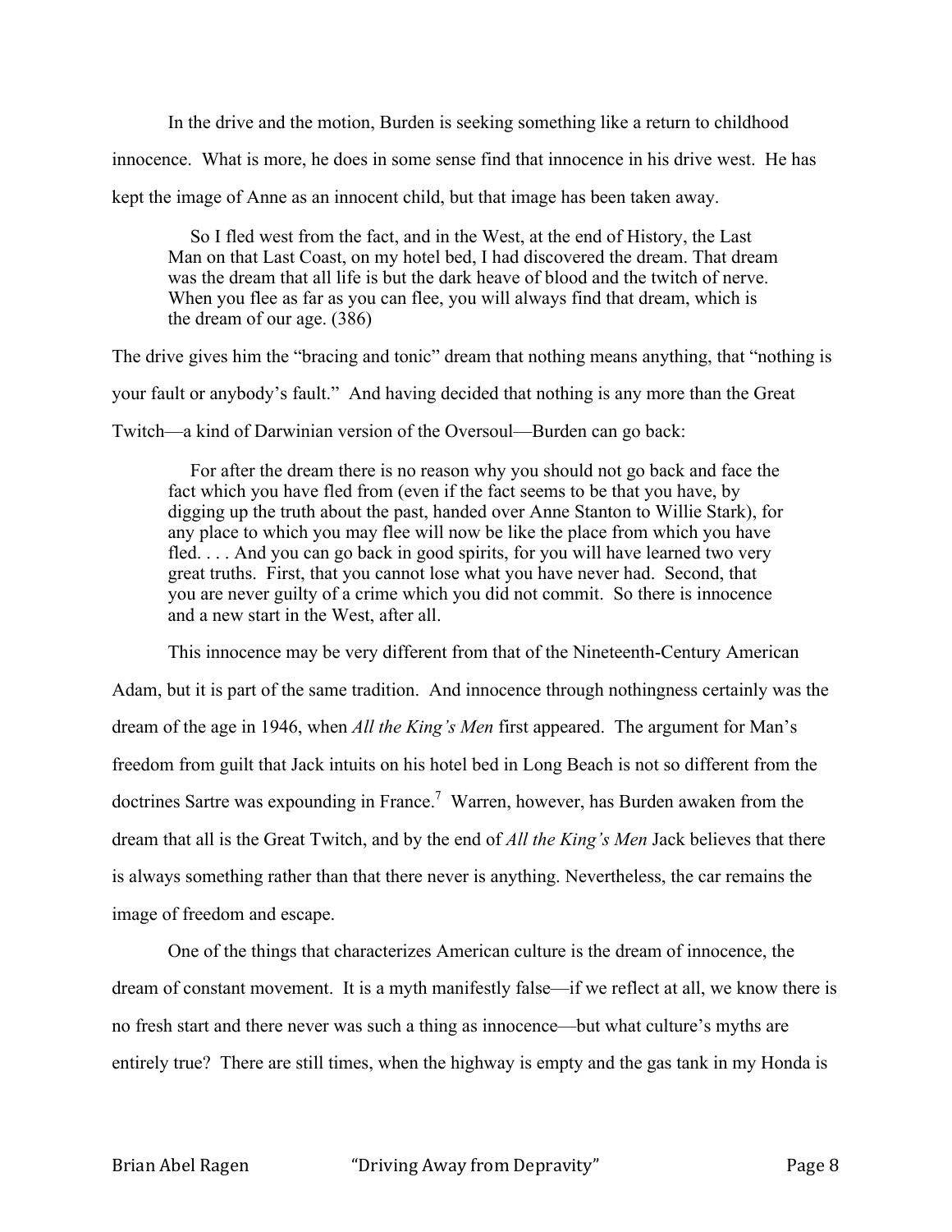In the drive and the motion, Burden is seeking something like a return to childhood innocence. What is more, he does in some sense find that innocence in his drive west. He has kept the image of Anne as an innocent child, but that image has been taken away.

> So I fled west from the fact, and in the West, at the end of History, the Last Man on that Last Coast, on my hotel bed, I had discovered the dream. That dream was the dream that all life is but the dark heave of blood and the twitch of nerve. When you flee as far as you can flee, you will always find that dream, which is the dream of our age. (386)

The drive gives him the "bracing and tonic" dream that nothing means anything, that "nothing is your fault or anybody's fault." And having decided that nothing is any more than the Great Twitch—a kind of Darwinian version of the Oversoul—Burden can go back:

> For after the dream there is no reason why you should not go back and face the fact which you have fled from (even if the fact seems to be that you have, by digging up the truth about the past, handed over Anne Stanton to Willie Stark), for any place to which you may flee will now be like the place from which you have fled. . . . And you can go back in good spirits, for you will have learned two very great truths. First, that you cannot lose what you have never had. Second, that you are never guilty of a crime which you did not commit. So there is innocence and a new start in the West, after all.

This innocence may be very different from that of the Nineteenth-Century American Adam, but it is part of the same tradition. And innocence through nothingness certainly was the dream of the age in 1946, when *All the King's Men* first appeared. The argument for Man's freedom from guilt that Jack intuits on his hotel bed in Long Beach is not so different from the doctrines Sartre was expounding in France.[7] Warren, however, has Burden awaken from the dream that all is the Great Twitch, and by the end of *All the King's Men* Jack believes that there is always something rather than that there never is anything. Nevertheless, the car remains the image of freedom and escape.

One of the things that characterizes American culture is the dream of innocence, the dream of constant movement. It is a myth manifestly false—if we reflect at all, we know there is no fresh start and there never was such a thing as innocence—but what culture's myths are entirely true? There are still times, when the highway is empty and the gas tank in my Honda is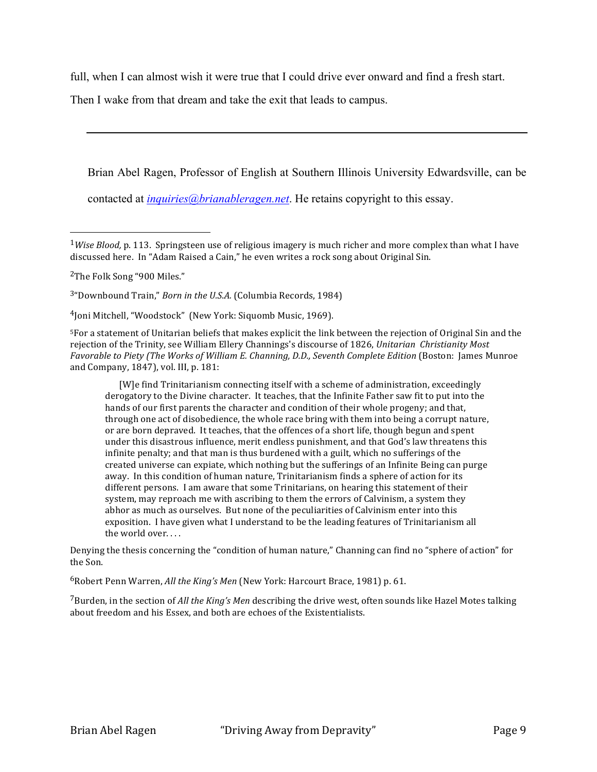full, when I can almost wish it were true that I could drive ever onward and find a fresh start. Then I wake from that dream and take the exit that leads to campus.

---

Brian Abel Ragen, Professor of English at Southern Illinois University Edwardsville, can be contacted at *inquiries@brianableragen.net*. He retains copyright to this essay.

---

[1]*Wise Blood,* p. 113. Springsteen use of religious imagery is much richer and more complex than what I have discussed here. In "Adam Raised a Cain," he even writes a rock song about Original Sin.

[2]The Folk Song "900 Miles."

[3]"Downbound Train," *Born in the U.S.A.* (Columbia Records, 1984)

[4]Joni Mitchell, "Woodstock" (New York: Siquomb Music, 1969).

[5]For a statement of Unitarian beliefs that makes explicit the link between the rejection of Original Sin and the rejection of the Trinity, see William Ellery Channings's discourse of 1826, *Unitarian Christianity Most Favorable to Piety (The Works of William E. Channing, D.D., Seventh Complete Edition* (Boston: James Munroe and Company, 1847), vol. III, p. 181:

> [W]e find Trinitarianism connecting itself with a scheme of administration, exceedingly derogatory to the Divine character. It teaches, that the Infinite Father saw fit to put into the hands of our first parents the character and condition of their whole progeny; and that, through one act of disobedience, the whole race bring with them into being a corrupt nature, or are born depraved. It teaches, that the offences of a short life, though begun and spent under this disastrous influence, merit endless punishment, and that God's law threatens this infinite penalty; and that man is thus burdened with a guilt, which no sufferings of the created universe can expiate, which nothing but the sufferings of an Infinite Being can purge away. In this condition of human nature, Trinitarianism finds a sphere of action for its different persons. I am aware that some Trinitarians, on hearing this statement of their system, may reproach me with ascribing to them the errors of Calvinism, a system they abhor as much as ourselves. But none of the peculiarities of Calvinism enter into this exposition. I have given what I understand to be the leading features of Trinitarianism all the world over. . . .

Denying the thesis concerning the "condition of human nature," Channing can find no "sphere of action" for the Son.

[6]Robert Penn Warren, *All the King's Men* (New York: Harcourt Brace, 1981) p. 61.

[7]Burden, in the section of *All the King's Men* describing the drive west, often sounds like Hazel Motes talking about freedom and his Essex, and both are echoes of the Existentialists.